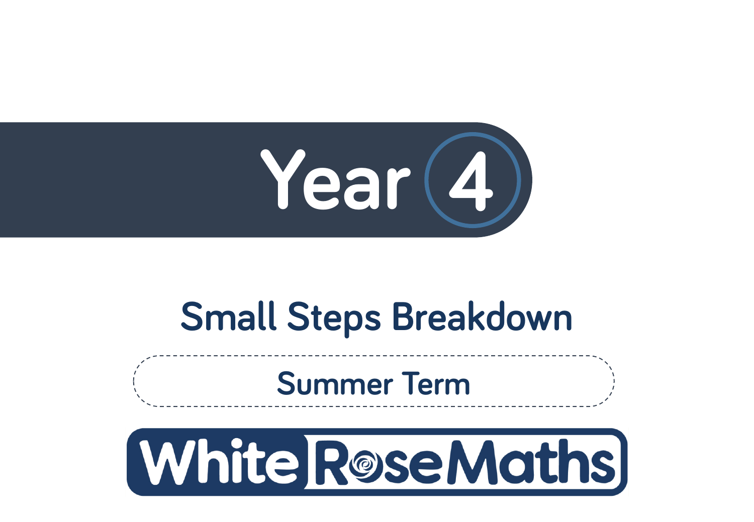# Year 4

## Small Steps Breakdown

Summer Term

White Rose Maths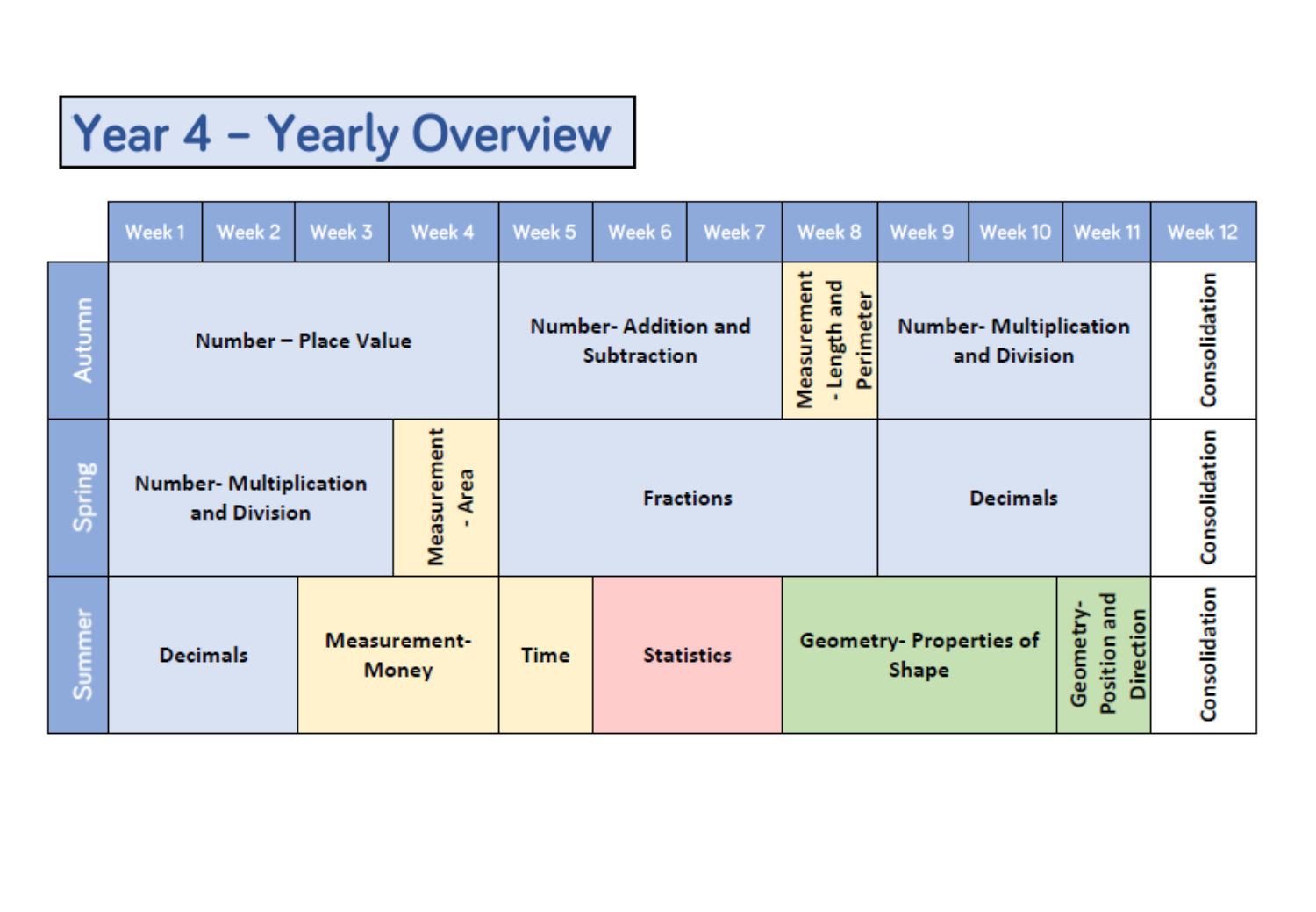# Year 4 – Yearly Overview

| | Week 1 | Week 2 | Week 3 | Week 4 | Week 5 | Week 6 | Week 7 | Week 8 | Week 9 | Week 10 | Week 11 | Week 12 |
|---|---|---|---|---|---|---|---|---|---|---|---|---|
| Autumn | Number – Place Value | | | | Number- Addition and Subtraction | | | Measurement - Length and Perimeter | Number- Multiplication and Division | | | Consolidation |
| Spring | Number- Multiplication and Division | | | Measurement - Area | Fractions | | | | Decimals | | | Consolidation |
| Summer | Decimals | | Measurement- Money | | Time | Statistics | | Geometry- Properties of Shape | | | Geometry- Position and Direction | Consolidation |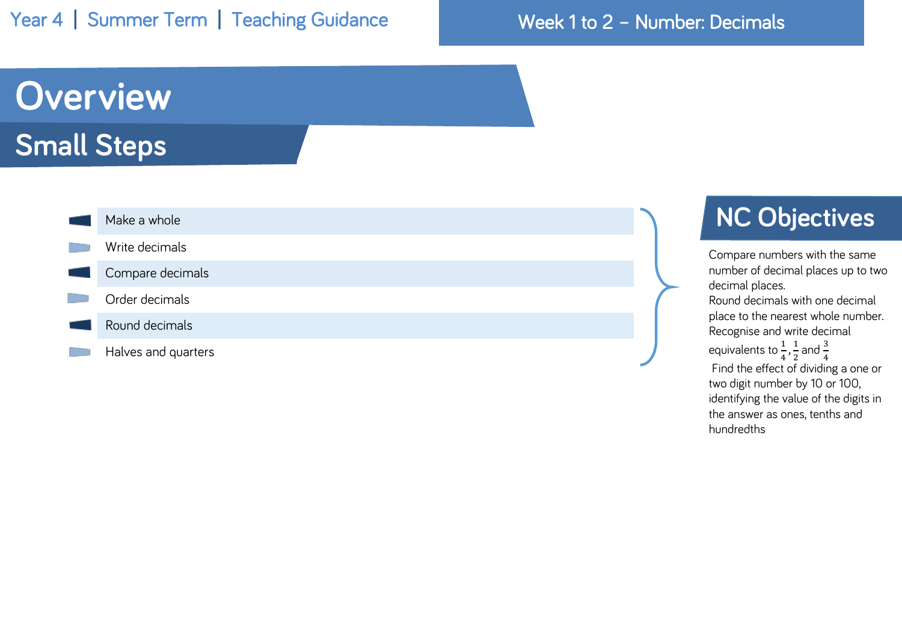# Overview

## Small Steps

- Make a whole
- Write decimals
- Compare decimals
- Order decimals
- Round decimals
- Halves and quarters

## NC Objectives

Compare numbers with the same number of decimal places up to two decimal places.
Round decimals with one decimal place to the nearest whole number.
Recognise and write decimal equivalents to $\frac{1}{4}$, $\frac{1}{2}$ and $\frac{3}{4}$
Find the effect of dividing a one or two digit number by 10 or 100, identifying the value of the digits in the answer as ones, tenths and hundredths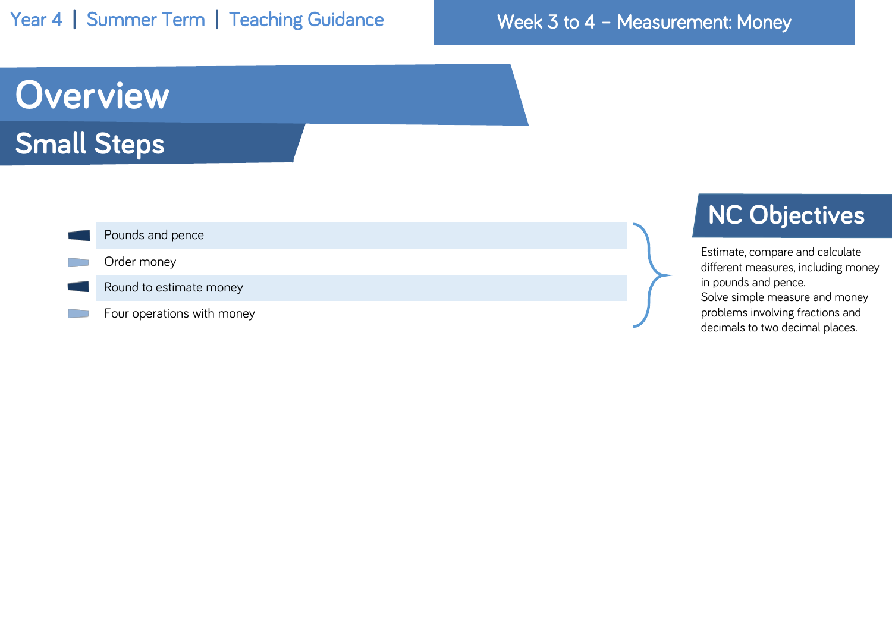# Overview

## Small Steps

- Pounds and pence
- Order money
- Round to estimate money
- Four operations with money

## NC Objectives

Estimate, compare and calculate different measures, including money in pounds and pence.
Solve simple measure and money problems involving fractions and decimals to two decimal places.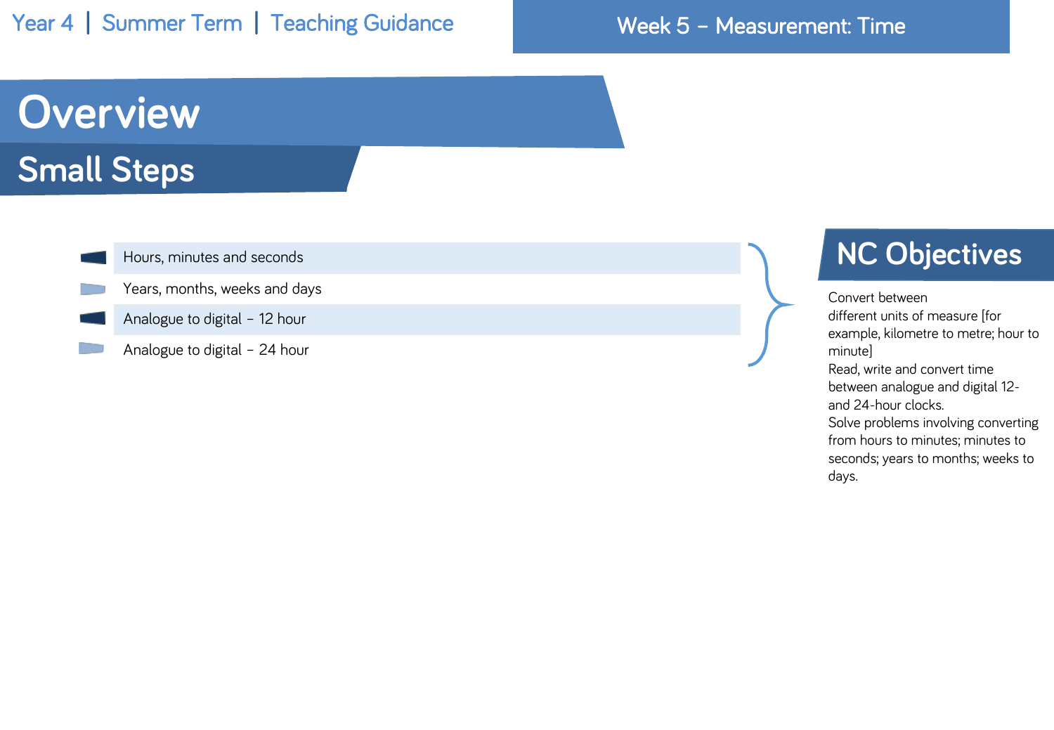# Overview

## Small Steps

- Hours, minutes and seconds
- Years, months, weeks and days
- Analogue to digital – 12 hour
- Analogue to digital – 24 hour

## NC Objectives

Convert between different units of measure [for example, kilometre to metre; hour to minute]

Read, write and convert time between analogue and digital 12- and 24-hour clocks.

Solve problems involving converting from hours to minutes; minutes to seconds; years to months; weeks to days.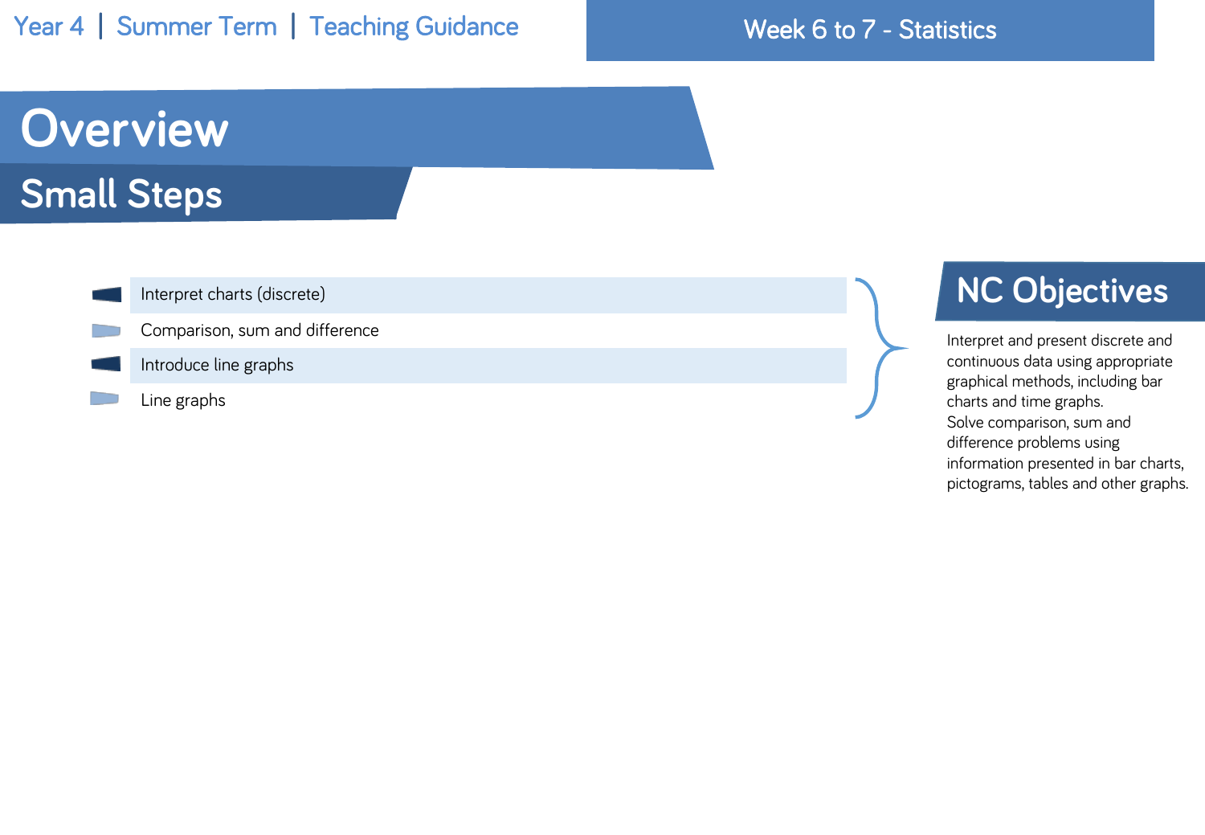Year 4 | Summer Term | Teaching Guidance

Week 6 to 7 - Statistics

# Overview

## Small Steps

- Interpret charts (discrete)
- Comparison, sum and difference
- Introduce line graphs
- Line graphs

## NC Objectives

Interpret and present discrete and continuous data using appropriate graphical methods, including bar charts and time graphs.

Solve comparison, sum and difference problems using information presented in bar charts, pictograms, tables and other graphs.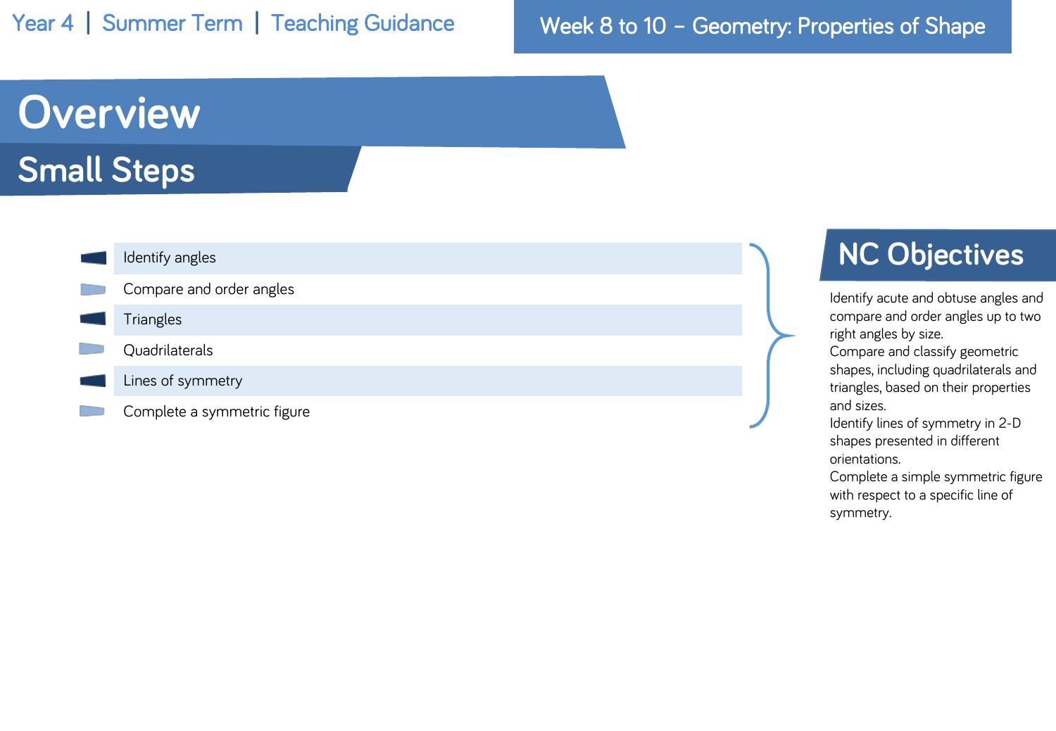Year 4 | Summer Term | Teaching Guidance

Week 8 to 10 – Geometry: Properties of Shape

# Overview

## Small Steps

- Identify angles
- Compare and order angles
- Triangles
- Quadrilaterals
- Lines of symmetry
- Complete a symmetric figure

## NC Objectives

Identify acute and obtuse angles and compare and order angles up to two right angles by size.

Compare and classify geometric shapes, including quadrilaterals and triangles, based on their properties and sizes.

Identify lines of symmetry in 2-D shapes presented in different orientations.

Complete a simple symmetric figure with respect to a specific line of symmetry.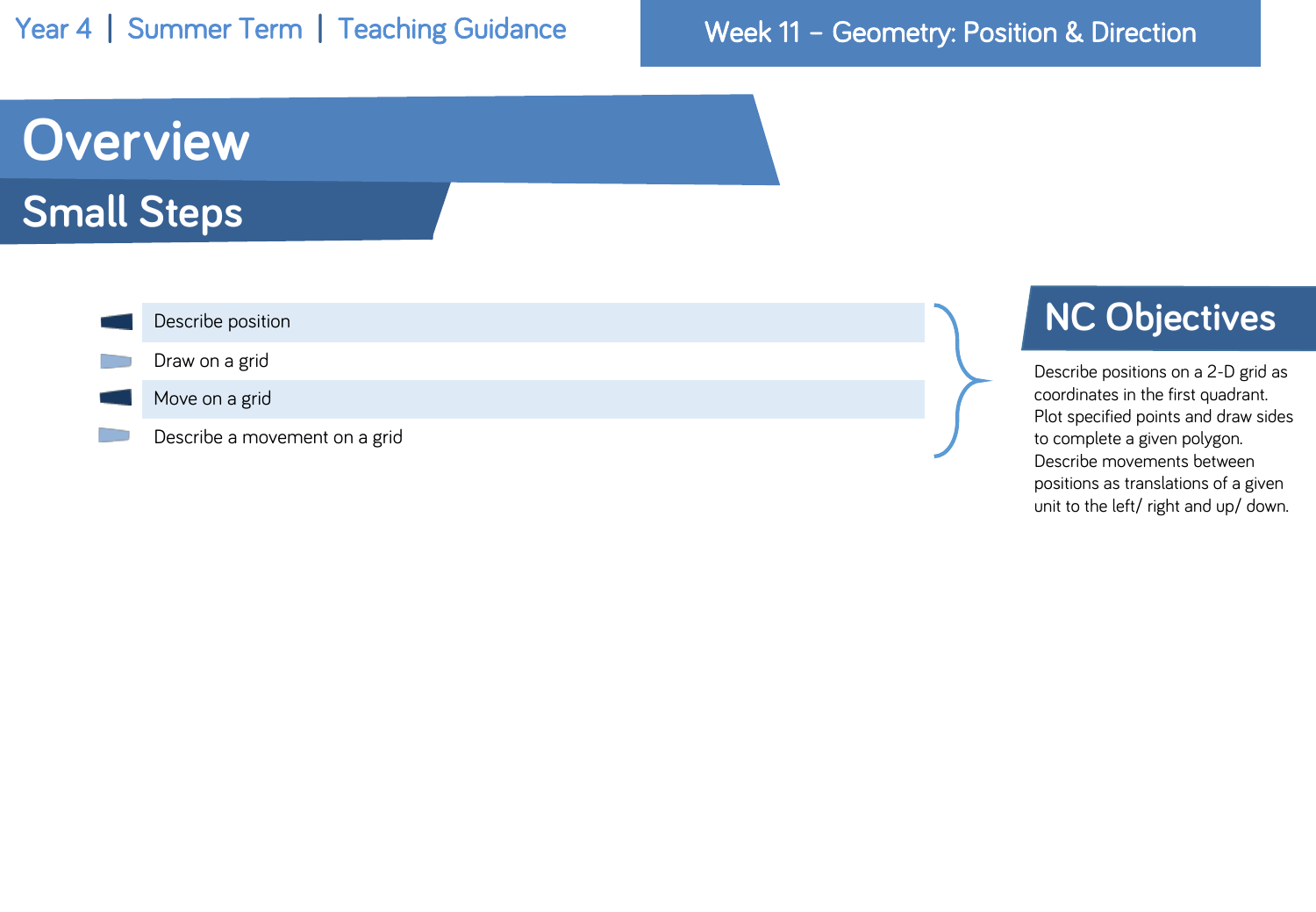# Overview

## Small Steps

- Describe position
- Draw on a grid
- Move on a grid
- Describe a movement on a grid

## NC Objectives

Describe positions on a 2-D grid as coordinates in the first quadrant.
Plot specified points and draw sides to complete a given polygon.
Describe movements between positions as translations of a given unit to the left/ right and up/ down.